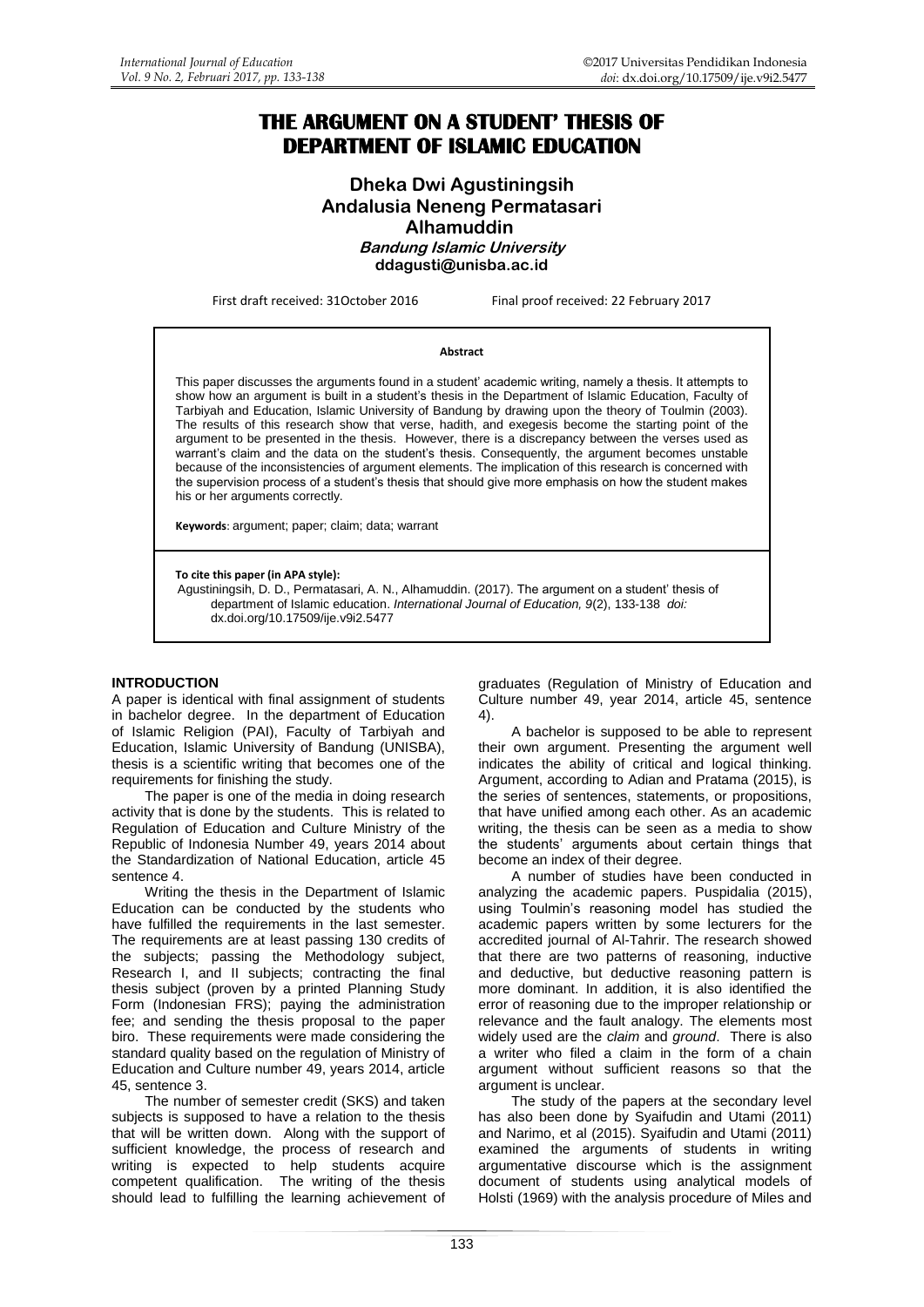# THE ARGUMENT ON A STUDENT' THESIS OF DEPARTMENT OF ISLAMIC EDUCATION

**Dheka Dwi Agustiningsih**
**Andalusia Neneng Permatasari**
**Alhamuddin**
***Bandung Islamic University***
**ddagusti@unisba.ac.id**

First draft received: 31October 2016 Final proof received: 22 February 2017

**Abstract**

This paper discusses the arguments found in a student' academic writing, namely a thesis. It attempts to show how an argument is built in a student's thesis in the Department of Islamic Education, Faculty of Tarbiyah and Education, Islamic University of Bandung by drawing upon the theory of Toulmin (2003). The results of this research show that verse, hadith, and exegesis become the starting point of the argument to be presented in the thesis. However, there is a discrepancy between the verses used as warrant's claim and the data on the student's thesis. Consequently, the argument becomes unstable because of the inconsistencies of argument elements. The implication of this research is concerned with the supervision process of a student's thesis that should give more emphasis on how the student makes his or her arguments correctly.

**Keywords**: argument; paper; claim; data; warrant

**To cite this paper (in APA style):**
Agustiningsih, D. D., Permatasari, A. N., Alhamuddin. (2017). The argument on a student' thesis of department of Islamic education. *International Journal of Education, 9*(2), 133-138 *doi:* dx.doi.org/10.17509/ije.v9i2.5477

## INTRODUCTION

A paper is identical with final assignment of students in bachelor degree. In the department of Education of Islamic Religion (PAI), Faculty of Tarbiyah and Education, Islamic University of Bandung (UNISBA), thesis is a scientific writing that becomes one of the requirements for finishing the study.

The paper is one of the media in doing research activity that is done by the students. This is related to Regulation of Education and Culture Ministry of the Republic of Indonesia Number 49, years 2014 about the Standardization of National Education, article 45 sentence 4.

Writing the thesis in the Department of Islamic Education can be conducted by the students who have fulfilled the requirements in the last semester. The requirements are at least passing 130 credits of the subjects; passing the Methodology subject, Research I, and II subjects; contracting the final thesis subject (proven by a printed Planning Study Form (Indonesian FRS); paying the administration fee; and sending the thesis proposal to the paper biro. These requirements were made considering the standard quality based on the regulation of Ministry of Education and Culture number 49, years 2014, article 45, sentence 3.

The number of semester credit (SKS) and taken subjects is supposed to have a relation to the thesis that will be written down. Along with the support of sufficient knowledge, the process of research and writing is expected to help students acquire competent qualification. The writing of the thesis should lead to fulfilling the learning achievement of graduates (Regulation of Ministry of Education and Culture number 49, year 2014, article 45, sentence 4).

A bachelor is supposed to be able to represent their own argument. Presenting the argument well indicates the ability of critical and logical thinking. Argument, according to Adian and Pratama (2015), is the series of sentences, statements, or propositions, that have unified among each other. As an academic writing, the thesis can be seen as a media to show the students' arguments about certain things that become an index of their degree.

A number of studies have been conducted in analyzing the academic papers. Puspidalia (2015), using Toulmin's reasoning model has studied the academic papers written by some lecturers for the accredited journal of Al-Tahrir. The research showed that there are two patterns of reasoning, inductive and deductive, but deductive reasoning pattern is more dominant. In addition, it is also identified the error of reasoning due to the improper relationship or relevance and the fault analogy. The elements most widely used are the *claim* and *ground*. There is also a writer who filed a claim in the form of a chain argument without sufficient reasons so that the argument is unclear.

The study of the papers at the secondary level has also been done by Syaifudin and Utami (2011) and Narimo, et al (2015). Syaifudin and Utami (2011) examined the arguments of students in writing argumentative discourse which is the assignment document of students using analytical models of Holsti (1969) with the analysis procedure of Miles and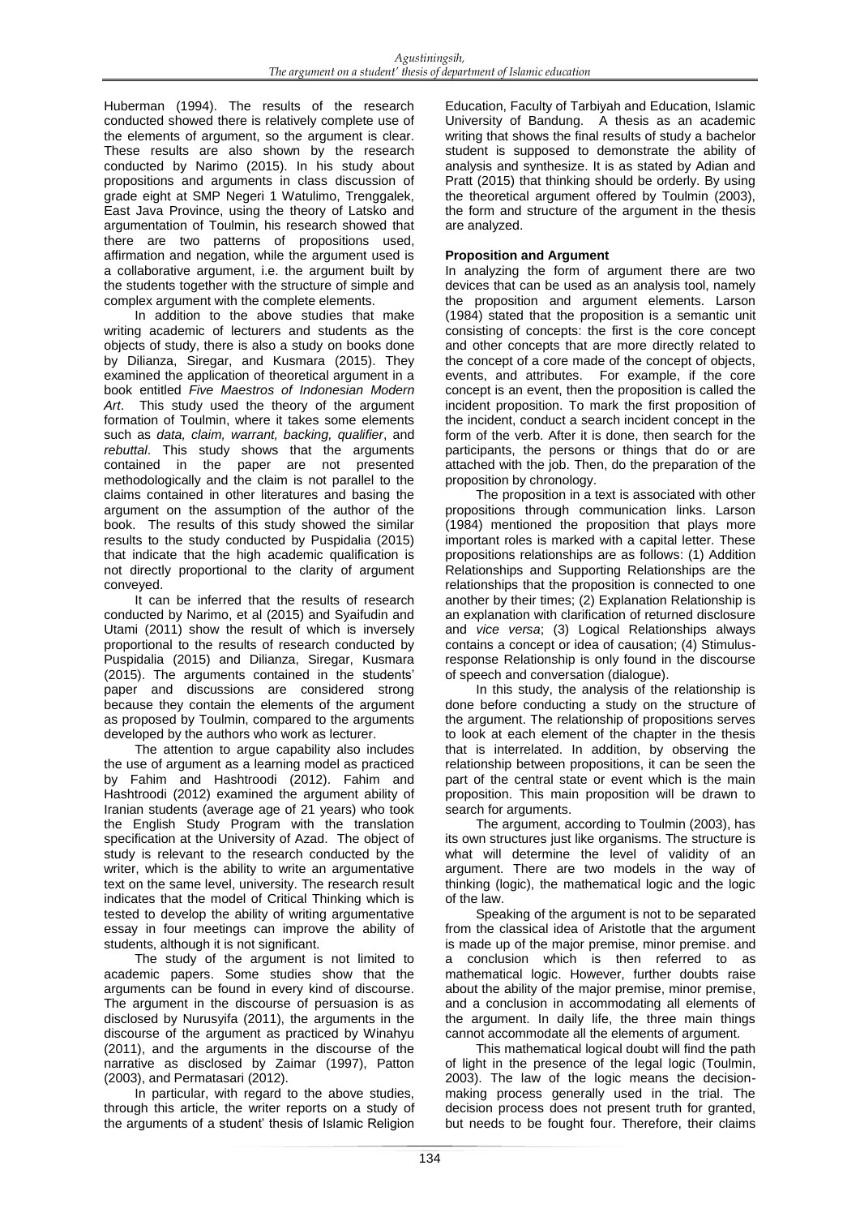Huberman (1994). The results of the research conducted showed there is relatively complete use of the elements of argument, so the argument is clear. These results are also shown by the research conducted by Narimo (2015). In his study about propositions and arguments in class discussion of grade eight at SMP Negeri 1 Watulimo, Trenggalek, East Java Province, using the theory of Latsko and argumentation of Toulmin, his research showed that there are two patterns of propositions used, affirmation and negation, while the argument used is a collaborative argument, i.e. the argument built by the students together with the structure of simple and complex argument with the complete elements.

In addition to the above studies that make writing academic of lecturers and students as the objects of study, there is also a study on books done by Dilianza, Siregar, and Kusmara (2015). They examined the application of theoretical argument in a book entitled *Five Maestros of Indonesian Modern Art*. This study used the theory of the argument formation of Toulmin, where it takes some elements such as *data, claim, warrant, backing, qualifier*, and *rebuttal*. This study shows that the arguments contained in the paper are not presented methodologically and the claim is not parallel to the claims contained in other literatures and basing the argument on the assumption of the author of the book. The results of this study showed the similar results to the study conducted by Puspidalia (2015) that indicate that the high academic qualification is not directly proportional to the clarity of argument conveyed.

It can be inferred that the results of research conducted by Narimo, et al (2015) and Syaifudin and Utami (2011) show the result of which is inversely proportional to the results of research conducted by Puspidalia (2015) and Dilianza, Siregar, Kusmara (2015). The arguments contained in the students' paper and discussions are considered strong because they contain the elements of the argument as proposed by Toulmin, compared to the arguments developed by the authors who work as lecturer.

The attention to argue capability also includes the use of argument as a learning model as practiced by Fahim and Hashtroodi (2012). Fahim and Hashtroodi (2012) examined the argument ability of Iranian students (average age of 21 years) who took the English Study Program with the translation specification at the University of Azad. The object of study is relevant to the research conducted by the writer, which is the ability to write an argumentative text on the same level, university. The research result indicates that the model of Critical Thinking which is tested to develop the ability of writing argumentative essay in four meetings can improve the ability of students, although it is not significant.

The study of the argument is not limited to academic papers. Some studies show that the arguments can be found in every kind of discourse. The argument in the discourse of persuasion is as disclosed by Nurusyifa (2011), the arguments in the discourse of the argument as practiced by Winahyu (2011), and the arguments in the discourse of the narrative as disclosed by Zaimar (1997), Patton (2003), and Permatasari (2012).

In particular, with regard to the above studies, through this article, the writer reports on a study of the arguments of a student' thesis of Islamic Religion Education, Faculty of Tarbiyah and Education, Islamic University of Bandung. A thesis as an academic writing that shows the final results of study a bachelor student is supposed to demonstrate the ability of analysis and synthesize. It is as stated by Adian and Pratt (2015) that thinking should be orderly. By using the theoretical argument offered by Toulmin (2003), the form and structure of the argument in the thesis are analyzed.

## Proposition and Argument

In analyzing the form of argument there are two devices that can be used as an analysis tool, namely the proposition and argument elements. Larson (1984) stated that the proposition is a semantic unit consisting of concepts: the first is the core concept and other concepts that are more directly related to the concept of a core made of the concept of objects, events, and attributes. For example, if the core concept is an event, then the proposition is called the incident proposition. To mark the first proposition of the incident, conduct a search incident concept in the form of the verb. After it is done, then search for the participants, the persons or things that do or are attached with the job. Then, do the preparation of the proposition by chronology.

The proposition in a text is associated with other propositions through communication links. Larson (1984) mentioned the proposition that plays more important roles is marked with a capital letter. These propositions relationships are as follows: (1) Addition Relationships and Supporting Relationships are the relationships that the proposition is connected to one another by their times; (2) Explanation Relationship is an explanation with clarification of returned disclosure and *vice versa*; (3) Logical Relationships always contains a concept or idea of causation; (4) Stimulus-response Relationship is only found in the discourse of speech and conversation (dialogue).

In this study, the analysis of the relationship is done before conducting a study on the structure of the argument. The relationship of propositions serves to look at each element of the chapter in the thesis that is interrelated. In addition, by observing the relationship between propositions, it can be seen the part of the central state or event which is the main proposition. This main proposition will be drawn to search for arguments.

The argument, according to Toulmin (2003), has its own structures just like organisms. The structure is what will determine the level of validity of an argument. There are two models in the way of thinking (logic), the mathematical logic and the logic of the law.

Speaking of the argument is not to be separated from the classical idea of Aristotle that the argument is made up of the major premise, minor premise. and a conclusion which is then referred to as mathematical logic. However, further doubts raise about the ability of the major premise, minor premise, and a conclusion in accommodating all elements of the argument. In daily life, the three main things cannot accommodate all the elements of argument.

This mathematical logical doubt will find the path of light in the presence of the legal logic (Toulmin, 2003). The law of the logic means the decision-making process generally used in the trial. The decision process does not present truth for granted, but needs to be fought four. Therefore, their claims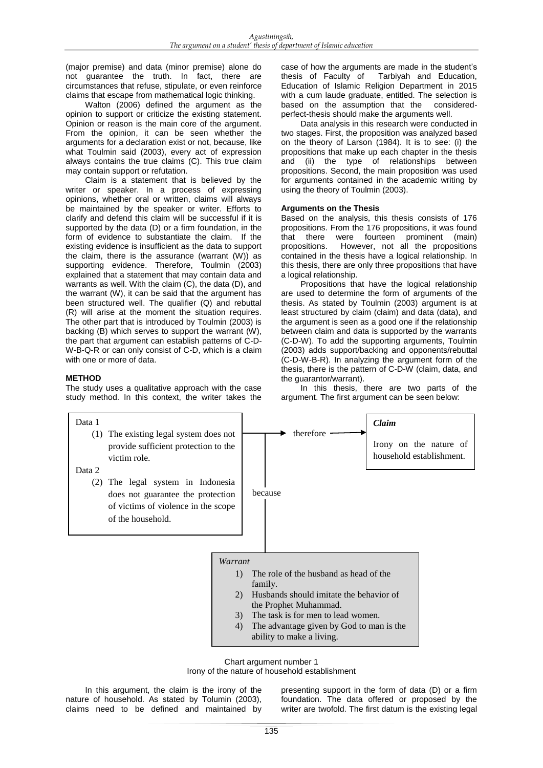(major premise) and data (minor premise) alone do not guarantee the truth. In fact, there are circumstances that refuse, stipulate, or even reinforce claims that escape from mathematical logic thinking.

Walton (2006) defined the argument as the opinion to support or criticize the existing statement. Opinion or reason is the main core of the argument. From the opinion, it can be seen whether the arguments for a declaration exist or not, because, like what Toulmin said (2003), every act of expression always contains the true claims (C). This true claim may contain support or refutation.

Claim is a statement that is believed by the writer or speaker. In a process of expressing opinions, whether oral or written, claims will always be maintained by the speaker or writer. Efforts to clarify and defend this claim will be successful if it is supported by the data (D) or a firm foundation, in the form of evidence to substantiate the claim. If the existing evidence is insufficient as the data to support the claim, there is the assurance (warrant (W)) as supporting evidence. Therefore, Toulmin (2003) explained that a statement that may contain data and warrants as well. With the claim (C), the data (D), and the warrant (W), it can be said that the argument has been structured well. The qualifier (Q) and rebuttal (R) will arise at the moment the situation requires. The other part that is introduced by Toulmin (2003) is backing (B) which serves to support the warrant (W), the part that argument can establish patterns of C-D-W-B-Q-R or can only consist of C-D, which is a claim with one or more of data.

**METHOD**

The study uses a qualitative approach with the case study method. In this context, the writer takes the case of how the arguments are made in the student's thesis of Faculty of Tarbiyah and Education, Education of Islamic Religion Department in 2015 with a cum laude graduate, entitled. The selection is based on the assumption that the considered-perfect-thesis should make the arguments well.

Data analysis in this research were conducted in two stages. First, the proposition was analyzed based on the theory of Larson (1984). It is to see: (i) the propositions that make up each chapter in the thesis and (ii) the type of relationships between propositions. Second, the main proposition was used for arguments contained in the academic writing by using the theory of Toulmin (2003).

**Arguments on the Thesis**

Based on the analysis, this thesis consists of 176 propositions. From the 176 propositions, it was found that there were fourteen prominent (main) propositions. However, not all the propositions contained in the thesis have a logical relationship. In this thesis, there are only three propositions that have a logical relationship.

Propositions that have the logical relationship are used to determine the form of arguments of the thesis. As stated by Toulmin (2003) argument is at least structured by claim (claim) and data (data), and the argument is seen as a good one if the relationship between claim and data is supported by the warrants (C-D-W). To add the supporting arguments, Toulmin (2003) adds support/backing and opponents/rebuttal (C-D-W-B-R). In analyzing the argument form of the thesis, there is the pattern of C-D-W (claim, data, and the guarantor/warrant).

In this thesis, there are two parts of the argument. The first argument can be seen below:

Data 1
(1) The existing legal system does not provide sufficient protection to the victim role.

Data 2
(2) The legal system in Indonesia does not guarantee the protection of victims of violence in the scope of the household.

→ therefore →

*Claim*
Irony on the nature of household establishment.

because

*Warrant*
1) The role of the husband as head of the family.
2) Husbands should imitate the behavior of the Prophet Muhammad.
3) The task is for men to lead women.
4) The advantage given by God to man is the ability to make a living.

Chart argument number 1
Irony of the nature of household establishment

In this argument, the claim is the irony of the nature of household. As stated by Tolumin (2003), claims need to be defined and maintained by presenting support in the form of data (D) or a firm foundation. The data offered or proposed by the writer are twofold. The first datum is the existing legal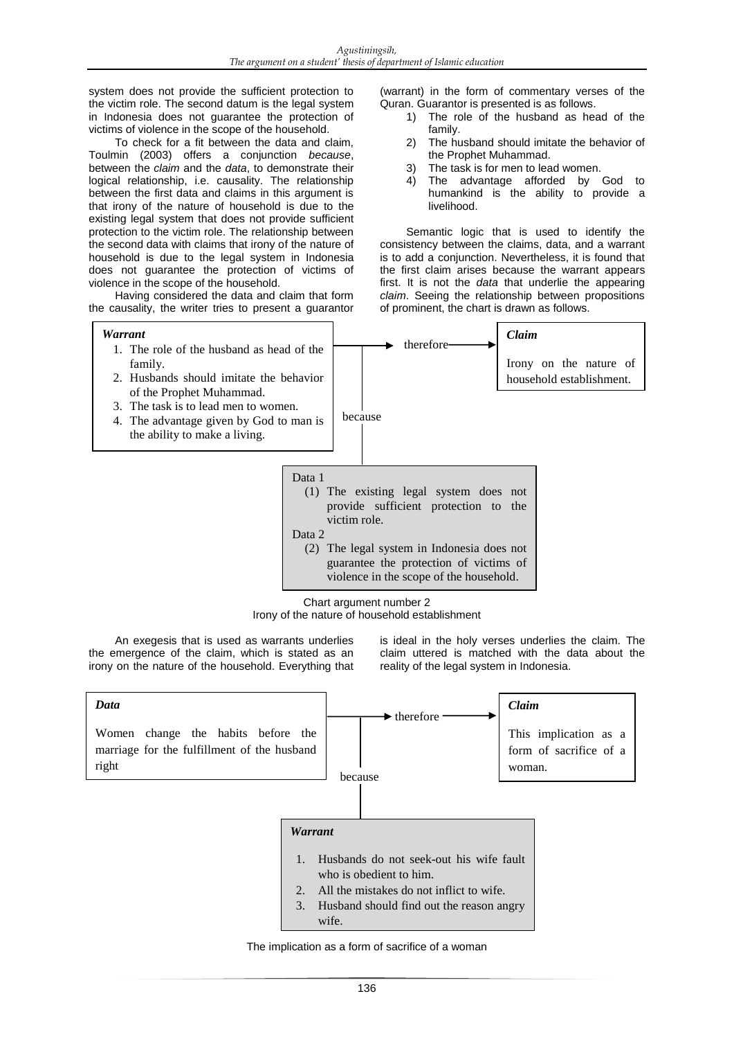system does not provide the sufficient protection to the victim role. The second datum is the legal system in Indonesia does not guarantee the protection of victims of violence in the scope of the household.

To check for a fit between the data and claim, Toulmin (2003) offers a conjunction *because*, between the *claim* and the *data*, to demonstrate their logical relationship, i.e. causality. The relationship between the first data and claims in this argument is that irony of the nature of household is due to the existing legal system that does not provide sufficient protection to the victim role. The relationship between the second data with claims that irony of the nature of household is due to the legal system in Indonesia does not guarantee the protection of victims of violence in the scope of the household.

Having considered the data and claim that form the causality, the writer tries to present a guarantor (warrant) in the form of commentary verses of the Quran. Guarantor is presented is as follows.

1) The role of the husband as head of the family.
2) The husband should imitate the behavior of the Prophet Muhammad.
3) The task is for men to lead women.
4) The advantage afforded by God to humankind is the ability to provide a livelihood.

Semantic logic that is used to identify the consistency between the claims, data, and a warrant is to add a conjunction. Nevertheless, it is found that the first claim arises because the warrant appears first. It is not the *data* that underlie the appearing *claim*. Seeing the relationship between propositions of prominent, the chart is drawn as follows.

**Warrant**

1. The role of the husband as head of the family.
2. Husbands should imitate the behavior of the Prophet Muhammad.
3. The task is to lead men to women.
4. The advantage given by God to man is the ability to make a living.

→ therefore →

**Claim**

Irony on the nature of household establishment.

because

Data 1

(1) The existing legal system does not provide sufficient protection to the victim role.

Data 2

(2) The legal system in Indonesia does not guarantee the protection of victims of violence in the scope of the household.

Chart argument number 2
Irony of the nature of household establishment

An exegesis that is used as warrants underlies the emergence of the claim, which is stated as an irony on the nature of the household. Everything that is ideal in the holy verses underlies the claim. The claim uttered is matched with the data about the reality of the legal system in Indonesia.

**Data**

Women change the habits before the marriage for the fulfillment of the husband right

→ therefore →

**Claim**

This implication as a form of sacrifice of a woman.

because

**Warrant**

1. Husbands do not seek-out his wife fault who is obedient to him.
2. All the mistakes do not inflict to wife.
3. Husband should find out the reason angry wife.

The implication as a form of sacrifice of a woman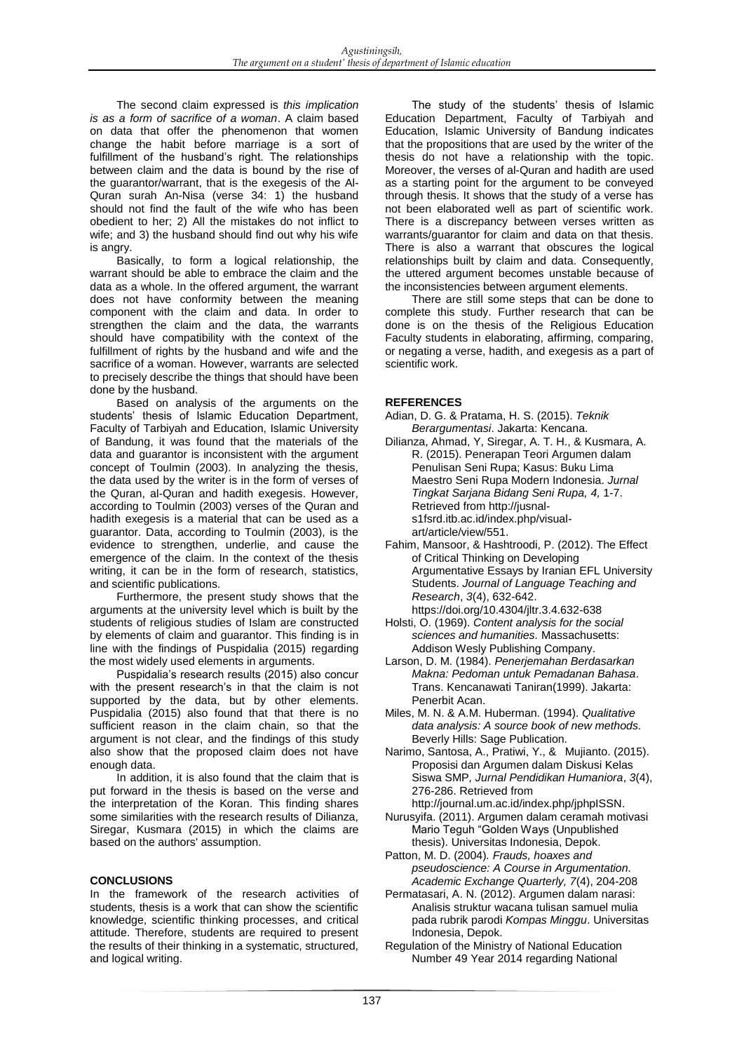The second claim expressed is *this implication is as a form of sacrifice of a woman*. A claim based on data that offer the phenomenon that women change the habit before marriage is a sort of fulfillment of the husband's right. The relationships between claim and the data is bound by the rise of the guarantor/warrant, that is the exegesis of the Al-Quran surah An-Nisa (verse 34: 1) the husband should not find the fault of the wife who has been obedient to her; 2) All the mistakes do not inflict to wife; and 3) the husband should find out why his wife is angry.

Basically, to form a logical relationship, the warrant should be able to embrace the claim and the data as a whole. In the offered argument, the warrant does not have conformity between the meaning component with the claim and data. In order to strengthen the claim and the data, the warrants should have compatibility with the context of the fulfillment of rights by the husband and wife and the sacrifice of a woman. However, warrants are selected to precisely describe the things that should have been done by the husband.

Based on analysis of the arguments on the students' thesis of Islamic Education Department, Faculty of Tarbiyah and Education, Islamic University of Bandung, it was found that the materials of the data and guarantor is inconsistent with the argument concept of Toulmin (2003). In analyzing the thesis, the data used by the writer is in the form of verses of the Quran, al-Quran and hadith exegesis. However, according to Toulmin (2003) verses of the Quran and hadith exegesis is a material that can be used as a guarantor. Data, according to Toulmin (2003), is the evidence to strengthen, underlie, and cause the emergence of the claim. In the context of the thesis writing, it can be in the form of research, statistics, and scientific publications.

Furthermore, the present study shows that the arguments at the university level which is built by the students of religious studies of Islam are constructed by elements of claim and guarantor. This finding is in line with the findings of Puspidalia (2015) regarding the most widely used elements in arguments.

Puspidalia's research results (2015) also concur with the present research's in that the claim is not supported by the data, but by other elements. Puspidalia (2015) also found that that there is no sufficient reason in the claim chain, so that the argument is not clear, and the findings of this study also show that the proposed claim does not have enough data.

In addition, it is also found that the claim that is put forward in the thesis is based on the verse and the interpretation of the Koran. This finding shares some similarities with the research results of Dilianza, Siregar, Kusmara (2015) in which the claims are based on the authors' assumption.

## CONCLUSIONS

In the framework of the research activities of students, thesis is a work that can show the scientific knowledge, scientific thinking processes, and critical attitude. Therefore, students are required to present the results of their thinking in a systematic, structured, and logical writing.

The study of the students' thesis of Islamic Education Department, Faculty of Tarbiyah and Education, Islamic University of Bandung indicates that the propositions that are used by the writer of the thesis do not have a relationship with the topic. Moreover, the verses of al-Quran and hadith are used as a starting point for the argument to be conveyed through thesis. It shows that the study of a verse has not been elaborated well as part of scientific work. There is a discrepancy between verses written as warrants/guarantor for claim and data on that thesis. There is also a warrant that obscures the logical relationships built by claim and data. Consequently, the uttered argument becomes unstable because of the inconsistencies between argument elements.

There are still some steps that can be done to complete this study. Further research that can be done is on the thesis of the Religious Education Faculty students in elaborating, affirming, comparing, or negating a verse, hadith, and exegesis as a part of scientific work.

## REFERENCES

Adian, D. G. & Pratama, H. S. (2015). *Teknik Berargumentasi*. Jakarta: Kencana.

Dilianza, Ahmad, Y, Siregar, A. T. H., & Kusmara, A. R. (2015). Penerapan Teori Argumen dalam Penulisan Seni Rupa; Kasus: Buku Lima Maestro Seni Rupa Modern Indonesia. *Jurnal Tingkat Sarjana Bidang Seni Rupa, 4,* 1-7. Retrieved from http://jusnal-s1fsrd.itb.ac.id/index.php/visual-art/article/view/551.

Fahim, Mansoor, & Hashtroodi, P. (2012). The Effect of Critical Thinking on Developing Argumentative Essays by Iranian EFL University Students. *Journal of Language Teaching and Research*, *3*(4), 632-642. https://doi.org/10.4304/jltr.3.4.632-638

Holsti, O. (1969). *Content analysis for the social sciences and humanities.* Massachusetts: Addison Wesly Publishing Company.

Larson, D. M. (1984). *Penerjemahan Berdasarkan Makna: Pedoman untuk Pemadanan Bahasa*. Trans. Kencanawati Taniran(1999). Jakarta: Penerbit Acan.

Miles, M. N. & A.M. Huberman. (1994). *Qualitative data analysis: A source book of new methods.* Beverly Hills: Sage Publication.

Narimo, Santosa, A., Pratiwi, Y., & Mujianto. (2015). Proposisi dan Argumen dalam Diskusi Kelas Siswa SMP*, Jurnal Pendidikan Humaniora*, *3*(4), 276-286. Retrieved from http://journal.um.ac.id/index.php/jphpISSN.

Nurusyifa. (2011). Argumen dalam ceramah motivasi Mario Teguh "Golden Ways (Unpublished thesis). Universitas Indonesia, Depok.

Patton, M. D. (2004)*. Frauds, hoaxes and pseudoscience: A Course in Argumentation. Academic Exchange Quarterly, 7*(4), 204-208

Permatasari, A. N. (2012). Argumen dalam narasi: Analisis struktur wacana tulisan samuel mulia pada rubrik parodi *Kompas Minggu*. Universitas Indonesia, Depok.

Regulation of the Ministry of National Education Number 49 Year 2014 regarding National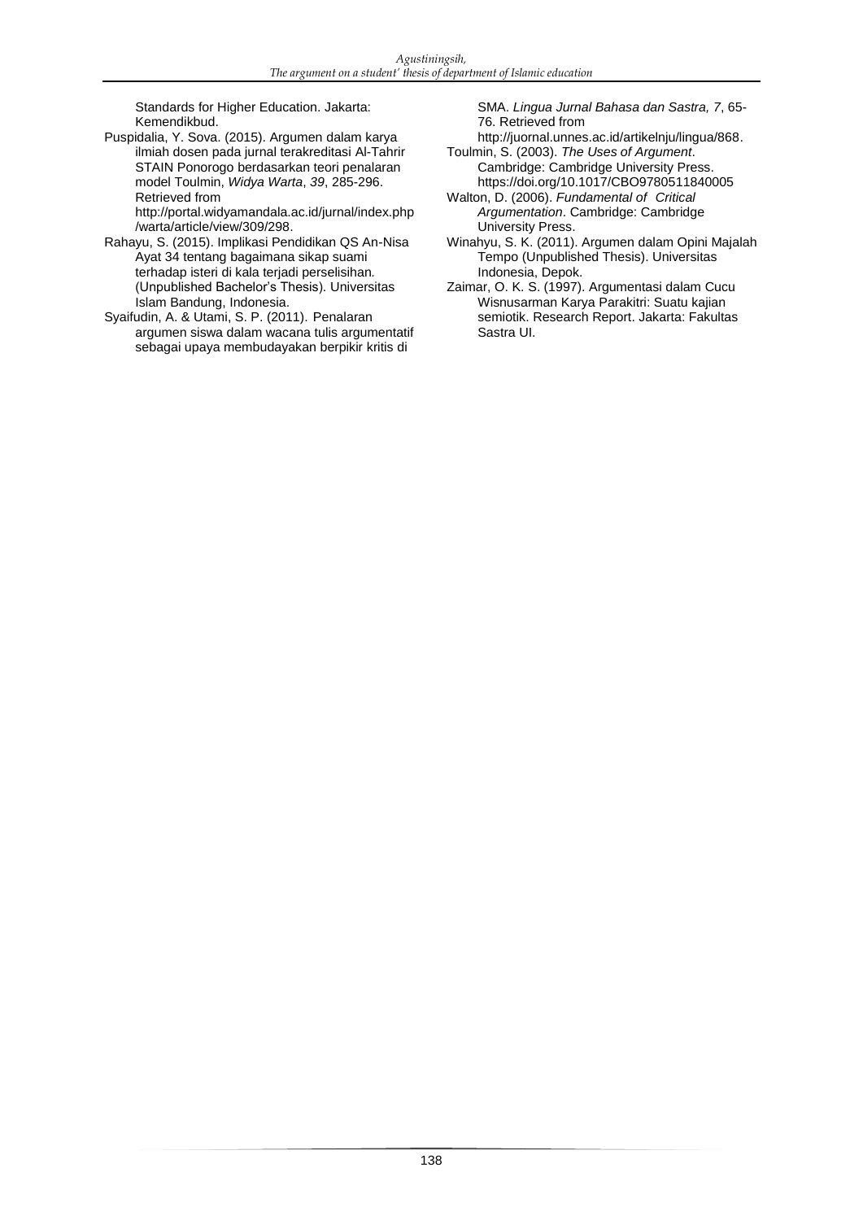Standards for Higher Education. Jakarta: Kemendikbud.

Puspidalia, Y. Sova. (2015). Argumen dalam karya ilmiah dosen pada jurnal terakreditasi Al-Tahrir STAIN Ponorogo berdasarkan teori penalaran model Toulmin, *Widya Warta*, *39*, 285-296. Retrieved from http://portal.widyamandala.ac.id/jurnal/index.php/warta/article/view/309/298.

Rahayu, S. (2015). Implikasi Pendidikan QS An-Nisa Ayat 34 tentang bagaimana sikap suami terhadap isteri di kala terjadi perselisihan. (Unpublished Bachelor's Thesis). Universitas Islam Bandung, Indonesia.

Syaifudin, A. & Utami, S. P. (2011). Penalaran argumen siswa dalam wacana tulis argumentatif sebagai upaya membudayakan berpikir kritis di SMA. *Lingua Jurnal Bahasa dan Sastra, 7*, 65-76. Retrieved from http://juornal.unnes.ac.id/artikelnju/lingua/868.

Toulmin, S. (2003). *The Uses of Argument*. Cambridge: Cambridge University Press. https://doi.org/10.1017/CBO9780511840005

Walton, D. (2006). *Fundamental of Critical Argumentation*. Cambridge: Cambridge University Press.

Winahyu, S. K. (2011). Argumen dalam Opini Majalah Tempo (Unpublished Thesis). Universitas Indonesia, Depok.

Zaimar, O. K. S. (1997). Argumentasi dalam Cucu Wisnusarman Karya Parakitri: Suatu kajian semiotik. Research Report. Jakarta: Fakultas Sastra UI.